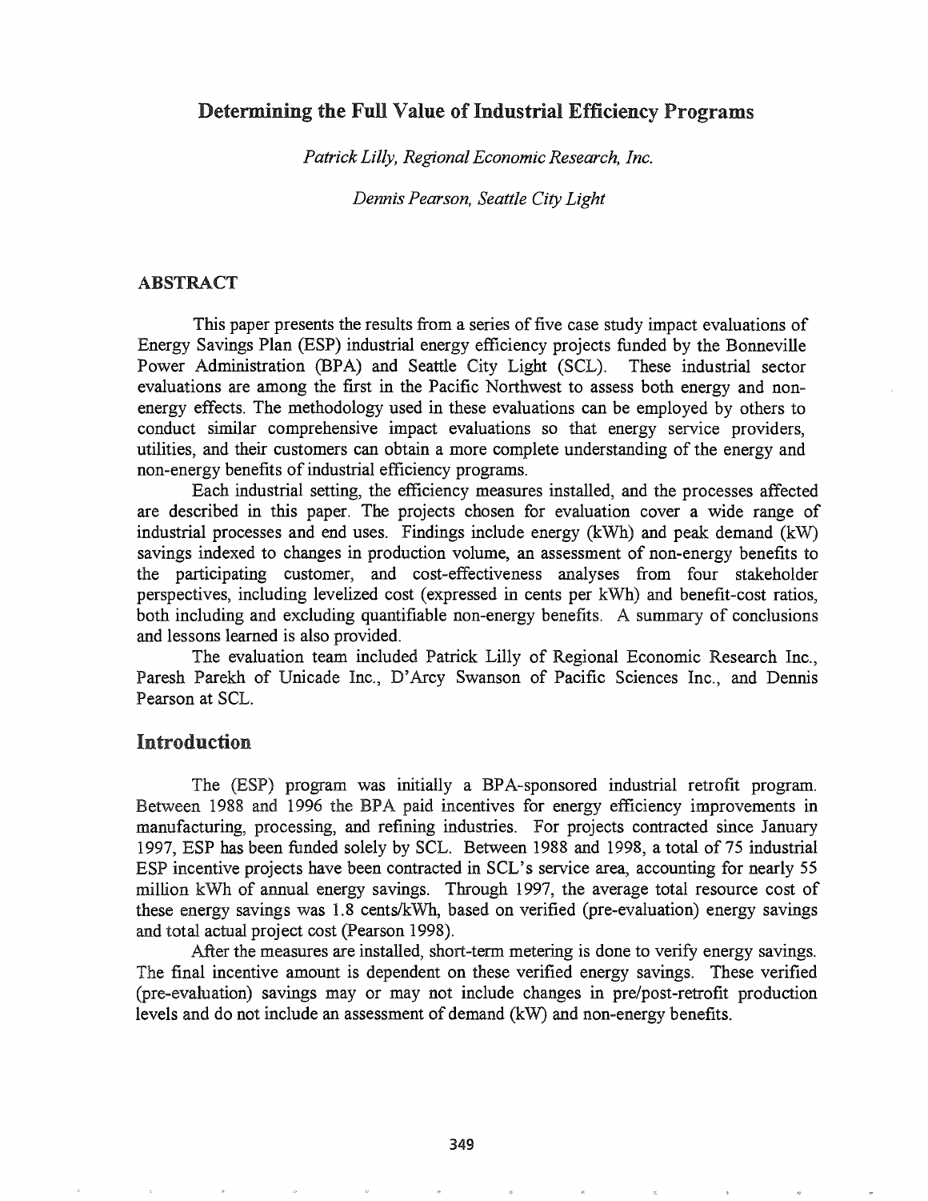# Determining the Full Value of Industrial Efficiency Programs

*Patrick Lilly, Regional Economic Research, Inc.*

*Dennis Pearson, Seattle City Light*

## ABSTRACT

This paper presents the results from a series of five case study impact evaluations of Energy Savings Plan (ESP) industrial energy efficiency projects funded by the Bonneville Power Administration (BPA) and Seattle City Light (SCL). These industrial sector evaluations are among the first in the Pacific Northwest to assess both energy and non-energy effects. The methodology used in these evaluations can be employed by others to conduct similar comprehensive impact evaluations so that energy service providers, utilities, and their customers can obtain a more complete understanding of the energy and non-energy benefits of industrial efficiency programs.

Each industrial setting, the efficiency measures installed, and the processes affected are described in this paper. The projects chosen for evaluation cover a wide range of industrial processes and end uses. Findings include energy (kWh) and peak demand (kW) savings indexed to changes in production volume, an assessment of non-energy benefits to the participating customer, and cost-effectiveness analyses from four stakeholder perspectives, including levelized cost (expressed in cents per kWh) and benefit-cost ratios, both including and excluding quantifiable non-energy benefits. A summary of conclusions and lessons learned is also provided.

The evaluation team included Patrick Lilly of Regional Economic Research Inc., Paresh Parekh of Unicade Inc., D'Arcy Swanson of Pacific Sciences Inc., and Dennis Pearson at SCL.

## Introduction

The (ESP) program was initially a BPA-sponsored industrial retrofit program. Between 1988 and 1996 the BPA paid incentives for energy efficiency improvements in manufacturing, processing, and refining industries. For projects contracted since January 1997, ESP has been funded solely by SCL. Between 1988 and 1998, a total of 75 industrial ESP incentive projects have been contracted in SCL's service area, accounting for nearly 55 million kWh of annual energy savings. Through 1997, the average total resource cost of these energy savings was 1.8 cents/kWh, based on verified (pre-evaluation) energy savings and total actual project cost (Pearson 1998).

After the measures are installed, short-term metering is done to verify energy savings. The final incentive amount is dependent on these verified energy savings. These verified (pre-evaluation) savings may or may not include changes in pre/post-retrofit production levels and do not include an assessment of demand (kW) and non-energy benefits.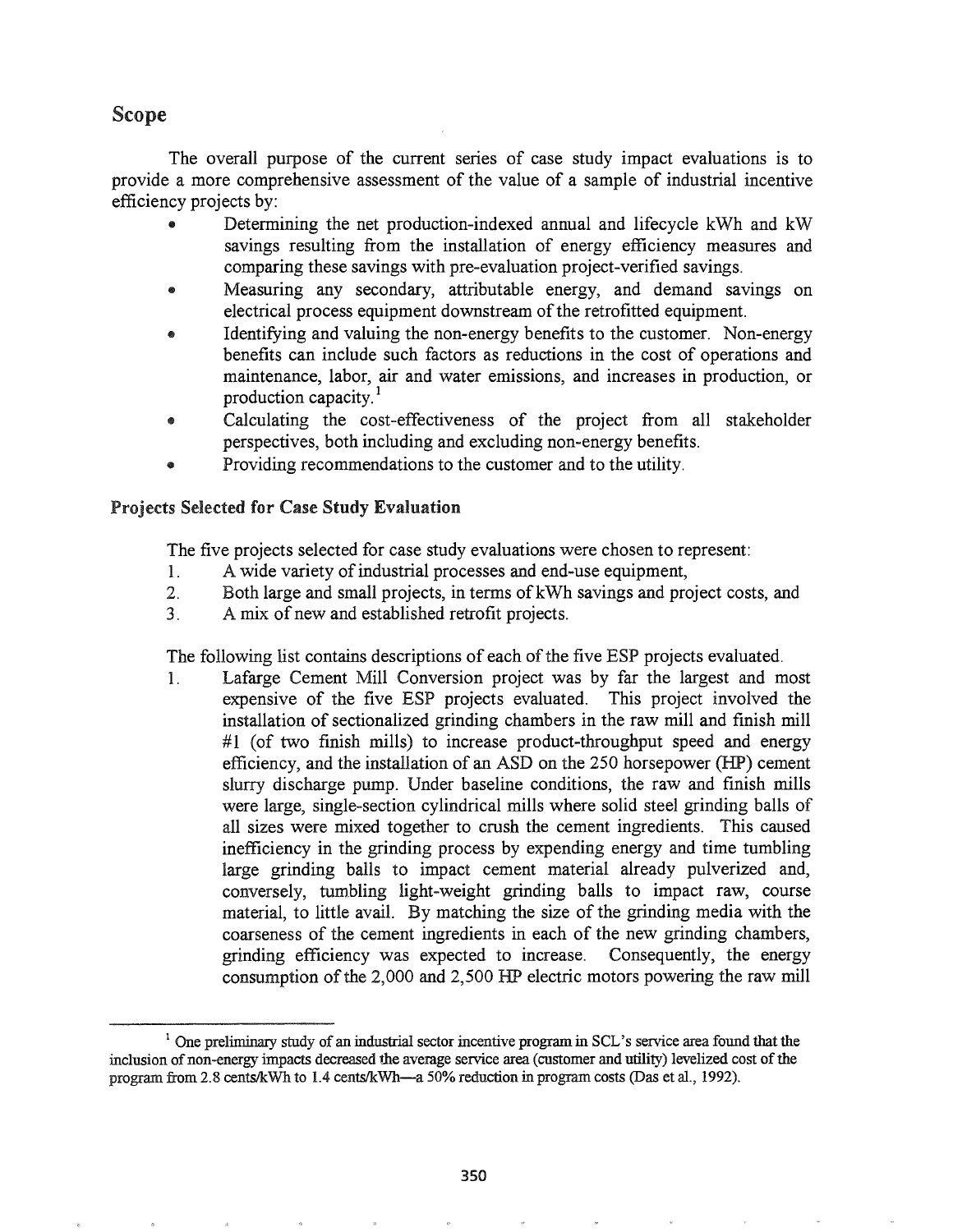## Scope

The overall purpose of the current series of case study impact evaluations is to provide a more comprehensive assessment of the value of a sample of industrial incentive efficiency projects by:

- Determining the net production-indexed annual and lifecycle kWh and kW savings resulting from the installation of energy efficiency measures and comparing these savings with pre-evaluation project-verified savings.
- Measuring any secondary, attributable energy, and demand savings on electrical process equipment downstream of the retrofitted equipment.
- Identifying and valuing the non-energy benefits to the customer. Non-energy benefits can include such factors as reductions in the cost of operations and maintenance, labor, air and water emissions, and increases in production, or production capacity.[1]
- Calculating the cost-effectiveness of the project from all stakeholder perspectives, both including and excluding non-energy benefits.
- Providing recommendations to the customer and to the utility.

### Projects Selected for Case Study Evaluation

The five projects selected for case study evaluations were chosen to represent:

1. A wide variety of industrial processes and end-use equipment,
2. Both large and small projects, in terms of kWh savings and project costs, and
3. A mix of new and established retrofit projects.

The following list contains descriptions of each of the five ESP projects evaluated.

1. Lafarge Cement Mill Conversion project was by far the largest and most expensive of the five ESP projects evaluated. This project involved the installation of sectionalized grinding chambers in the raw mill and finish mill #1 (of two finish mills) to increase product-throughput speed and energy efficiency, and the installation of an ASD on the 250 horsepower (HP) cement slurry discharge pump. Under baseline conditions, the raw and finish mills were large, single-section cylindrical mills where solid steel grinding balls of all sizes were mixed together to crush the cement ingredients. This caused inefficiency in the grinding process by expending energy and time tumbling large grinding balls to impact cement material already pulverized and, conversely, tumbling light-weight grinding balls to impact raw, course material, to little avail. By matching the size of the grinding media with the coarseness of the cement ingredients in each of the new grinding chambers, grinding efficiency was expected to increase. Consequently, the energy consumption of the 2,000 and 2,500 HP electric motors powering the raw mill

---

[1] One preliminary study of an industrial sector incentive program in SCL's service area found that the inclusion of non-energy impacts decreased the average service area (customer and utility) levelized cost of the program from 2.8 cents/kWh to 1.4 cents/kWh—a 50% reduction in program costs (Das et al., 1992).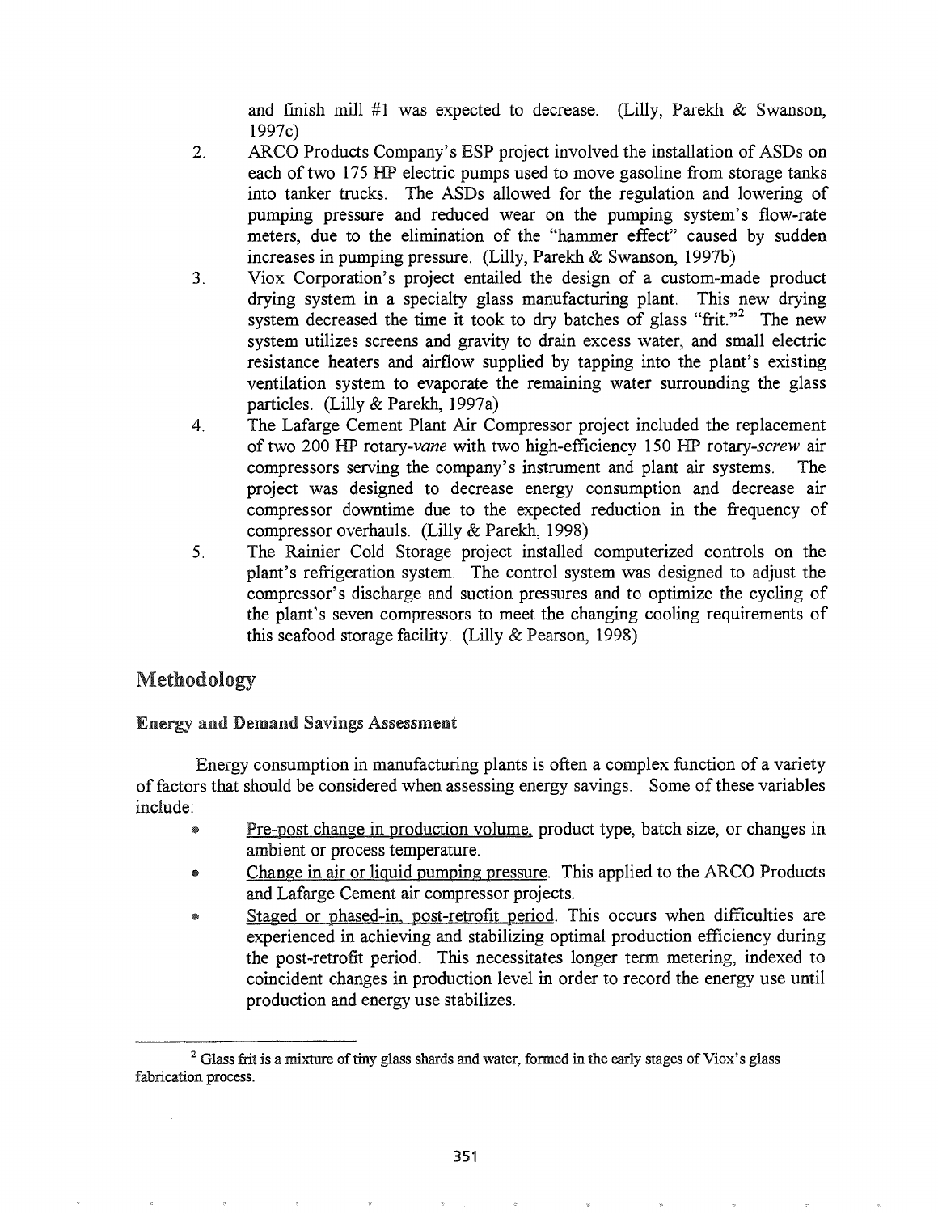and finish mill #1 was expected to decrease. (Lilly, Parekh & Swanson, 1997c)

2. ARCO Products Company's ESP project involved the installation of ASDs on each of two 175 HP electric pumps used to move gasoline from storage tanks into tanker trucks. The ASDs allowed for the regulation and lowering of pumping pressure and reduced wear on the pumping system's flow-rate meters, due to the elimination of the "hammer effect" caused by sudden increases in pumping pressure. (Lilly, Parekh & Swanson, 1997b)
3. Viox Corporation's project entailed the design of a custom-made product drying system in a specialty glass manufacturing plant. This new drying system decreased the time it took to dry batches of glass "frit."[2] The new system utilizes screens and gravity to drain excess water, and small electric resistance heaters and airflow supplied by tapping into the plant's existing ventilation system to evaporate the remaining water surrounding the glass particles. (Lilly & Parekh, 1997a)
4. The Lafarge Cement Plant Air Compressor project included the replacement of two 200 HP rotary-*vane* with two high-efficiency 150 HP rotary-*screw* air compressors serving the company's instrument and plant air systems. The project was designed to decrease energy consumption and decrease air compressor downtime due to the expected reduction in the frequency of compressor overhauls. (Lilly & Parekh, 1998)
5. The Rainier Cold Storage project installed computerized controls on the plant's refrigeration system. The control system was designed to adjust the compressor's discharge and suction pressures and to optimize the cycling of the plant's seven compressors to meet the changing cooling requirements of this seafood storage facility. (Lilly & Pearson, 1998)

## Methodology

### Energy and Demand Savings Assessment

Energy consumption in manufacturing plants is often a complex function of a variety of factors that should be considered when assessing energy savings. Some of these variables include:

- Pre-post change in production volume, product type, batch size, or changes in ambient or process temperature.
- Change in air or liquid pumping pressure. This applied to the ARCO Products and Lafarge Cement air compressor projects.
- Staged or phased-in, post-retrofit period. This occurs when difficulties are experienced in achieving and stabilizing optimal production efficiency during the post-retrofit period. This necessitates longer term metering, indexed to coincident changes in production level in order to record the energy use until production and energy use stabilizes.

[2] Glass frit is a mixture of tiny glass shards and water, formed in the early stages of Viox's glass fabrication process.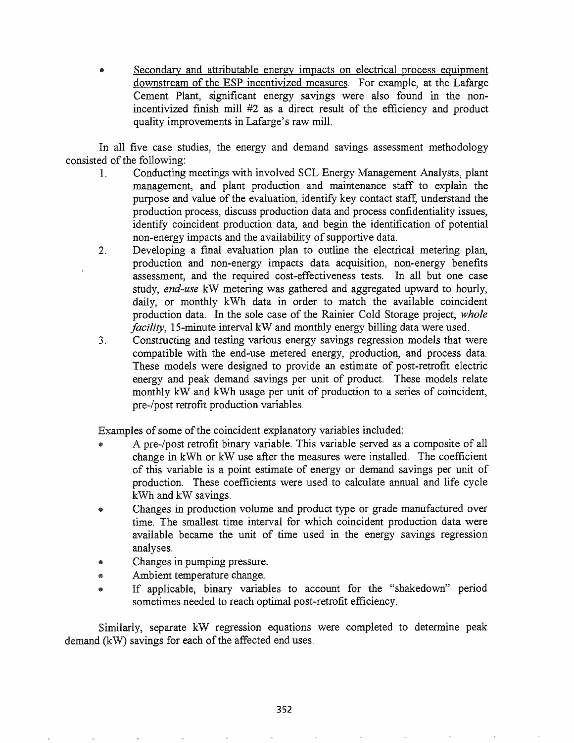- <u>Secondary and attributable energy impacts on electrical process equipment downstream of the ESP incentivized measures</u>. For example, at the Lafarge Cement Plant, significant energy savings were also found in the non-incentivized finish mill #2 as a direct result of the efficiency and product quality improvements in Lafarge's raw mill.

In all five case studies, the energy and demand savings assessment methodology consisted of the following:

1. Conducting meetings with involved SCL Energy Management Analysts, plant management, and plant production and maintenance staff to explain the purpose and value of the evaluation, identify key contact staff, understand the production process, discuss production data and process confidentiality issues, identify coincident production data, and begin the identification of potential non-energy impacts and the availability of supportive data.
2. Developing a final evaluation plan to outline the electrical metering plan, production and non-energy impacts data acquisition, non-energy benefits assessment, and the required cost-effectiveness tests. In all but one case study, *end-use* kW metering was gathered and aggregated upward to hourly, daily, or monthly kWh data in order to match the available coincident production data. In the sole case of the Rainier Cold Storage project, *whole facility*, 15-minute interval kW and monthly energy billing data were used.
3. Constructing and testing various energy savings regression models that were compatible with the end-use metered energy, production, and process data. These models were designed to provide an estimate of post-retrofit electric energy and peak demand savings per unit of product. These models relate monthly kW and kWh usage per unit of production to a series of coincident, pre-/post retrofit production variables.

Examples of some of the coincident explanatory variables included:

- A pre-/post retrofit binary variable. This variable served as a composite of all change in kWh or kW use after the measures were installed. The coefficient of this variable is a point estimate of energy or demand savings per unit of production. These coefficients were used to calculate annual and life cycle kWh and kW savings.
- Changes in production volume and product type or grade manufactured over time. The smallest time interval for which coincident production data were available became the unit of time used in the energy savings regression analyses.
- Changes in pumping pressure.
- Ambient temperature change.
- If applicable, binary variables to account for the "shakedown" period sometimes needed to reach optimal post-retrofit efficiency.

Similarly, separate kW regression equations were completed to determine peak demand (kW) savings for each of the affected end uses.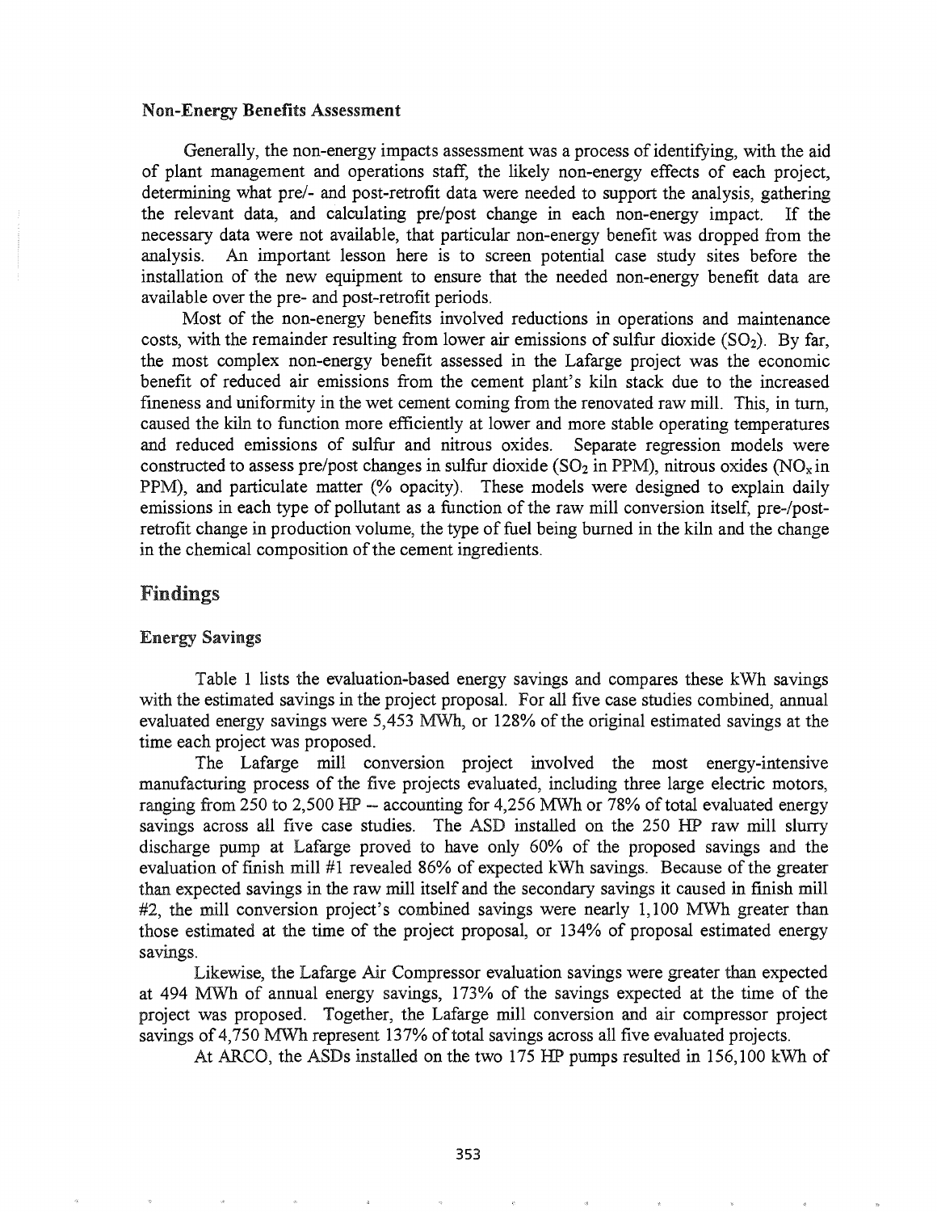### Non-Energy Benefits Assessment

Generally, the non-energy impacts assessment was a process of identifying, with the aid of plant management and operations staff, the likely non-energy effects of each project, determining what pre/- and post-retrofit data were needed to support the analysis, gathering the relevant data, and calculating pre/post change in each non-energy impact. If the necessary data were not available, that particular non-energy benefit was dropped from the analysis. An important lesson here is to screen potential case study sites before the installation of the new equipment to ensure that the needed non-energy benefit data are available over the pre- and post-retrofit periods.

Most of the non-energy benefits involved reductions in operations and maintenance costs, with the remainder resulting from lower air emissions of sulfur dioxide ($SO_2$). By far, the most complex non-energy benefit assessed in the Lafarge project was the economic benefit of reduced air emissions from the cement plant's kiln stack due to the increased fineness and uniformity in the wet cement coming from the renovated raw mill. This, in turn, caused the kiln to function more efficiently at lower and more stable operating temperatures and reduced emissions of sulfur and nitrous oxides. Separate regression models were constructed to assess pre/post changes in sulfur dioxide ($SO_2$ in PPM), nitrous oxides ($NO_x$ in PPM), and particulate matter (% opacity). These models were designed to explain daily emissions in each type of pollutant as a function of the raw mill conversion itself, pre-/post-retrofit change in production volume, the type of fuel being burned in the kiln and the change in the chemical composition of the cement ingredients.

## Findings

### Energy Savings

Table 1 lists the evaluation-based energy savings and compares these kWh savings with the estimated savings in the project proposal. For all five case studies combined, annual evaluated energy savings were 5,453 MWh, or 128% of the original estimated savings at the time each project was proposed.

The Lafarge mill conversion project involved the most energy-intensive manufacturing process of the five projects evaluated, including three large electric motors, ranging from 250 to 2,500 HP -- accounting for 4,256 MWh or 78% of total evaluated energy savings across all five case studies. The ASD installed on the 250 HP raw mill slurry discharge pump at Lafarge proved to have only 60% of the proposed savings and the evaluation of finish mill #1 revealed 86% of expected kWh savings. Because of the greater than expected savings in the raw mill itself and the secondary savings it caused in finish mill #2, the mill conversion project's combined savings were nearly 1,100 MWh greater than those estimated at the time of the project proposal, or 134% of proposal estimated energy savings.

Likewise, the Lafarge Air Compressor evaluation savings were greater than expected at 494 MWh of annual energy savings, 173% of the savings expected at the time of the project was proposed. Together, the Lafarge mill conversion and air compressor project savings of 4,750 MWh represent 137% of total savings across all five evaluated projects.

At ARCO, the ASDs installed on the two 175 HP pumps resulted in 156,100 kWh of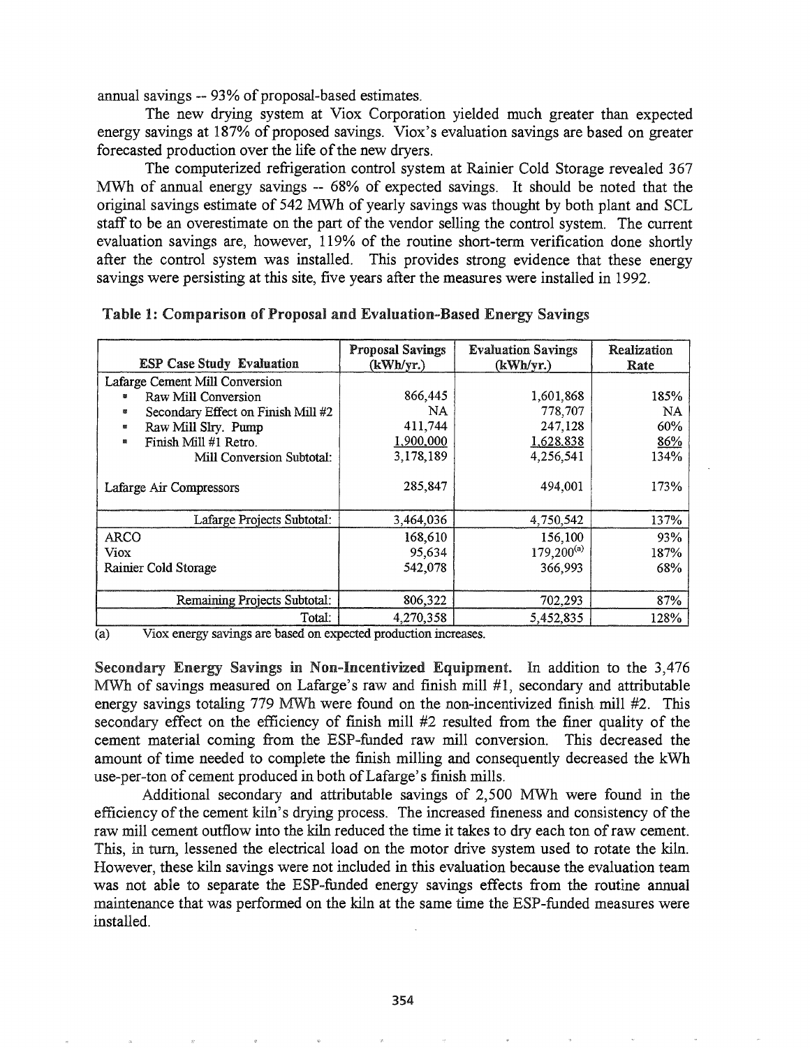annual savings -- 93% of proposal-based estimates.

The new drying system at Viox Corporation yielded much greater than expected energy savings at 187% of proposed savings. Viox's evaluation savings are based on greater forecasted production over the life of the new dryers.

The computerized refrigeration control system at Rainier Cold Storage revealed 367 MWh of annual energy savings -- 68% of expected savings. It should be noted that the original savings estimate of 542 MWh of yearly savings was thought by both plant and SCL staff to be an overestimate on the part of the vendor selling the control system. The current evaluation savings are, however, 119% of the routine short-term verification done shortly after the control system was installed. This provides strong evidence that these energy savings were persisting at this site, five years after the measures were installed in 1992.

**Table 1: Comparison of Proposal and Evaluation-Based Energy Savings**

| ESP Case Study Evaluation | Proposal Savings (kWh/yr.) | Evaluation Savings (kWh/yr.) | Realization Rate |
|---|---|---|---|
| Lafarge Cement Mill Conversion | | | |
| • Raw Mill Conversion | 866,445 | 1,601,868 | 185% |
| • Secondary Effect on Finish Mill #2 | NA | 778,707 | NA |
| • Raw Mill Slry. Pump | 411,744 | 247,128 | 60% |
| • Finish Mill #1 Retro. | 1,900,000 | 1,628,838 | 86% |
| Mill Conversion Subtotal: | 3,178,189 | 4,256,541 | 134% |
| Lafarge Air Compressors | 285,847 | 494,001 | 173% |
| Lafarge Projects Subtotal: | 3,464,036 | 4,750,542 | 137% |
| ARCO | 168,610 | 156,100 | 93% |
| Viox | 95,634 | 179,200[(a)] | 187% |
| Rainier Cold Storage | 542,078 | 366,993 | 68% |
| Remaining Projects Subtotal: | 806,322 | 702,293 | 87% |
| Total: | 4,270,358 | 5,452,835 | 128% |

(a) Viox energy savings are based on expected production increases.

**Secondary Energy Savings in Non-Incentivized Equipment.** In addition to the 3,476 MWh of savings measured on Lafarge's raw and finish mill #1, secondary and attributable energy savings totaling 779 MWh were found on the non-incentivized finish mill #2. This secondary effect on the efficiency of finish mill #2 resulted from the finer quality of the cement material coming from the ESP-funded raw mill conversion. This decreased the amount of time needed to complete the finish milling and consequently decreased the kWh use-per-ton of cement produced in both of Lafarge's finish mills.

Additional secondary and attributable savings of 2,500 MWh were found in the efficiency of the cement kiln's drying process. The increased fineness and consistency of the raw mill cement outflow into the kiln reduced the time it takes to dry each ton of raw cement. This, in turn, lessened the electrical load on the motor drive system used to rotate the kiln. However, these kiln savings were not included in this evaluation because the evaluation team was not able to separate the ESP-funded energy savings effects from the routine annual maintenance that was performed on the kiln at the same time the ESP-funded measures were installed.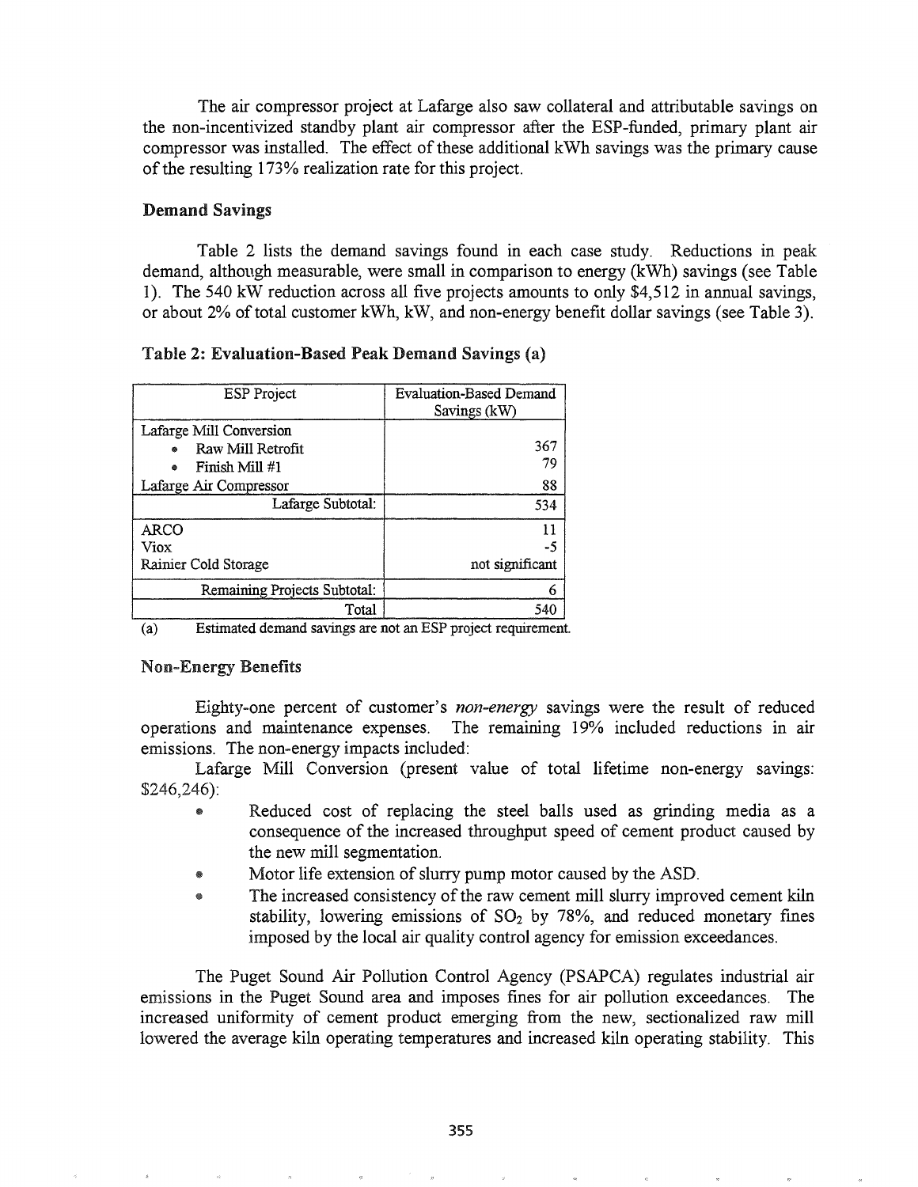The air compressor project at Lafarge also saw collateral and attributable savings on the non-incentivized standby plant air compressor after the ESP-funded, primary plant air compressor was installed. The effect of these additional kWh savings was the primary cause of the resulting 173% realization rate for this project.

### Demand Savings

Table 2 lists the demand savings found in each case study. Reductions in peak demand, although measurable, were small in comparison to energy (kWh) savings (see Table 1). The 540 kW reduction across all five projects amounts to only $4,512 in annual savings, or about 2% of total customer kWh, kW, and non-energy benefit dollar savings (see Table 3).

**Table 2: Evaluation-Based Peak Demand Savings (a)**

| ESP Project | Evaluation-Based Demand Savings (kW) |
|---|---|
| Lafarge Mill Conversion | |
| • Raw Mill Retrofit | 367 |
| • Finish Mill #1 | 79 |
| Lafarge Air Compressor | 88 |
| Lafarge Subtotal: | 534 |
| ARCO | 11 |
| Viox | -5 |
| Rainier Cold Storage | not significant |
| Remaining Projects Subtotal: | 6 |
| Total | 540 |

(a) Estimated demand savings are not an ESP project requirement.

### Non-Energy Benefits

Eighty-one percent of customer's *non-energy* savings were the result of reduced operations and maintenance expenses. The remaining 19% included reductions in air emissions. The non-energy impacts included:

Lafarge Mill Conversion (present value of total lifetime non-energy savings: $246,246):

- Reduced cost of replacing the steel balls used as grinding media as a consequence of the increased throughput speed of cement product caused by the new mill segmentation.
- Motor life extension of slurry pump motor caused by the ASD.
- The increased consistency of the raw cement mill slurry improved cement kiln stability, lowering emissions of $SO_2$ by 78%, and reduced monetary fines imposed by the local air quality control agency for emission exceedances.

The Puget Sound Air Pollution Control Agency (PSAPCA) regulates industrial air emissions in the Puget Sound area and imposes fines for air pollution exceedances. The increased uniformity of cement product emerging from the new, sectionalized raw mill lowered the average kiln operating temperatures and increased kiln operating stability. This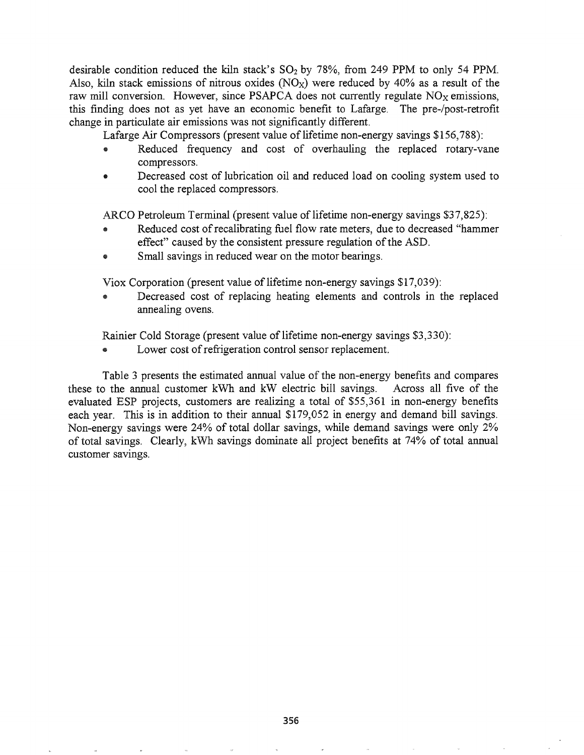desirable condition reduced the kiln stack's $SO_2$ by 78%, from 249 PPM to only 54 PPM. Also, kiln stack emissions of nitrous oxides ($NO_X$) were reduced by 40% as a result of the raw mill conversion. However, since PSAPCA does not currently regulate $NO_X$ emissions, this finding does not as yet have an economic benefit to Lafarge. The pre-/post-retrofit change in particulate air emissions was not significantly different.

Lafarge Air Compressors (present value of lifetime non-energy savings $156,788):

- Reduced frequency and cost of overhauling the replaced rotary-vane compressors.
- Decreased cost of lubrication oil and reduced load on cooling system used to cool the replaced compressors.

ARCO Petroleum Terminal (present value of lifetime non-energy savings $37,825):

- Reduced cost of recalibrating fuel flow rate meters, due to decreased "hammer effect" caused by the consistent pressure regulation of the ASD.
- Small savings in reduced wear on the motor bearings.

Viox Corporation (present value of lifetime non-energy savings $17,039):

- Decreased cost of replacing heating elements and controls in the replaced annealing ovens.

Rainier Cold Storage (present value of lifetime non-energy savings $3,330):

- Lower cost of refrigeration control sensor replacement.

Table 3 presents the estimated annual value of the non-energy benefits and compares these to the annual customer kWh and kW electric bill savings. Across all five of the evaluated ESP projects, customers are realizing a total of $55,361 in non-energy benefits each year. This is in addition to their annual $179,052 in energy and demand bill savings. Non-energy savings were 24% of total dollar savings, while demand savings were only 2% of total savings. Clearly, kWh savings dominate all project benefits at 74% of total annual customer savings.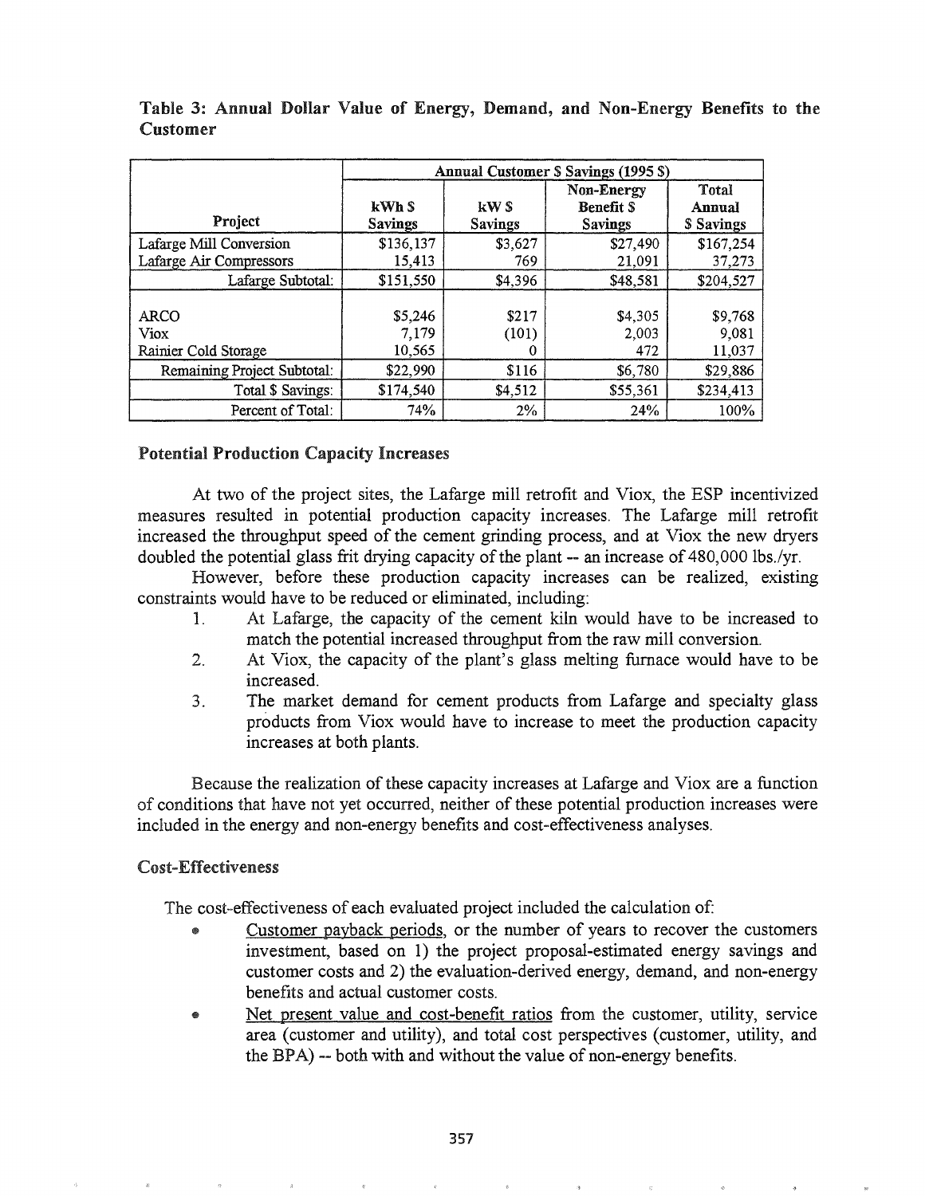**Table 3: Annual Dollar Value of Energy, Demand, and Non-Energy Benefits to the Customer**

| | Annual Customer $ Savings (1995 $) | | | |
|---|---|---|---|---|
| Project | kWh $ Savings | kW $ Savings | Non-Energy Benefit $ Savings | Total Annual $ Savings |
| Lafarge Mill Conversion | $136,137 | $3,627 | $27,490 | $167,254 |
| Lafarge Air Compressors | 15,413 | 769 | 21,091 | 37,273 |
| Lafarge Subtotal: | $151,550 | $4,396 | $48,581 | $204,527 |
| ARCO | $5,246 | $217 | $4,305 | $9,768 |
| Viox | 7,179 | (101) | 2,003 | 9,081 |
| Rainier Cold Storage | 10,565 | 0 | 472 | 11,037 |
| Remaining Project Subtotal: | $22,990 | $116 | $6,780 | $29,886 |
| Total $ Savings: | $174,540 | $4,512 | $55,361 | $234,413 |
| Percent of Total: | 74% | 2% | 24% | 100% |

## Potential Production Capacity Increases

At two of the project sites, the Lafarge mill retrofit and Viox, the ESP incentivized measures resulted in potential production capacity increases. The Lafarge mill retrofit increased the throughput speed of the cement grinding process, and at Viox the new dryers doubled the potential glass frit drying capacity of the plant -- an increase of 480,000 lbs./yr.

However, before these production capacity increases can be realized, existing constraints would have to be reduced or eliminated, including:

1. At Lafarge, the capacity of the cement kiln would have to be increased to match the potential increased throughput from the raw mill conversion.
2. At Viox, the capacity of the plant's glass melting furnace would have to be increased.
3. The market demand for cement products from Lafarge and specialty glass products from Viox would have to increase to meet the production capacity increases at both plants.

Because the realization of these capacity increases at Lafarge and Viox are a function of conditions that have not yet occurred, neither of these potential production increases were included in the energy and non-energy benefits and cost-effectiveness analyses.

## Cost-Effectiveness

The cost-effectiveness of each evaluated project included the calculation of:

- Customer payback periods, or the number of years to recover the customers investment, based on 1) the project proposal-estimated energy savings and customer costs and 2) the evaluation-derived energy, demand, and non-energy benefits and actual customer costs.
- Net present value and cost-benefit ratios from the customer, utility, service area (customer and utility), and total cost perspectives (customer, utility, and the BPA) -- both with and without the value of non-energy benefits.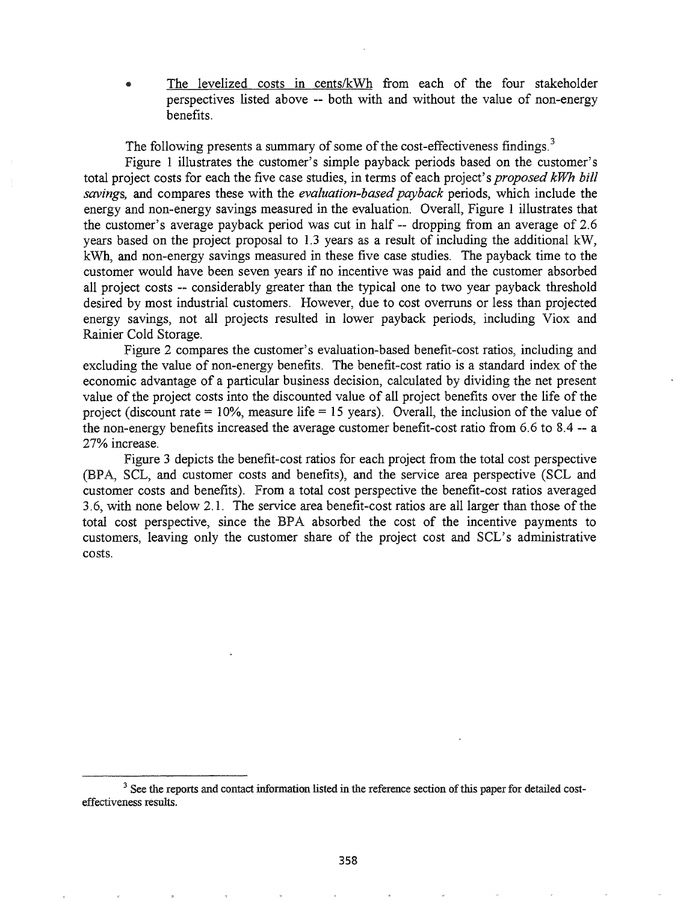- The levelized costs in cents/kWh from each of the four stakeholder perspectives listed above -- both with and without the value of non-energy benefits.

The following presents a summary of some of the cost-effectiveness findings.[3]

Figure 1 illustrates the customer's simple payback periods based on the customer's total project costs for each the five case studies, in terms of each project's *proposed kWh bill savings*, and compares these with the *evaluation-based payback* periods, which include the energy and non-energy savings measured in the evaluation. Overall, Figure 1 illustrates that the customer's average payback period was cut in half -- dropping from an average of 2.6 years based on the project proposal to 1.3 years as a result of including the additional kW, kWh, and non-energy savings measured in these five case studies. The payback time to the customer would have been seven years if no incentive was paid and the customer absorbed all project costs -- considerably greater than the typical one to two year payback threshold desired by most industrial customers. However, due to cost overruns or less than projected energy savings, not all projects resulted in lower payback periods, including Viox and Rainier Cold Storage.

Figure 2 compares the customer's evaluation-based benefit-cost ratios, including and excluding the value of non-energy benefits. The benefit-cost ratio is a standard index of the economic advantage of a particular business decision, calculated by dividing the net present value of the project costs into the discounted value of all project benefits over the life of the project (discount rate = 10%, measure life = 15 years). Overall, the inclusion of the value of the non-energy benefits increased the average customer benefit-cost ratio from 6.6 to 8.4 -- a 27% increase.

Figure 3 depicts the benefit-cost ratios for each project from the total cost perspective (BPA, SCL, and customer costs and benefits), and the service area perspective (SCL and customer costs and benefits). From a total cost perspective the benefit-cost ratios averaged 3.6, with none below 2.1. The service area benefit-cost ratios are all larger than those of the total cost perspective, since the BPA absorbed the cost of the incentive payments to customers, leaving only the customer share of the project cost and SCL's administrative costs.

---

[3] See the reports and contact information listed in the reference section of this paper for detailed cost-effectiveness results.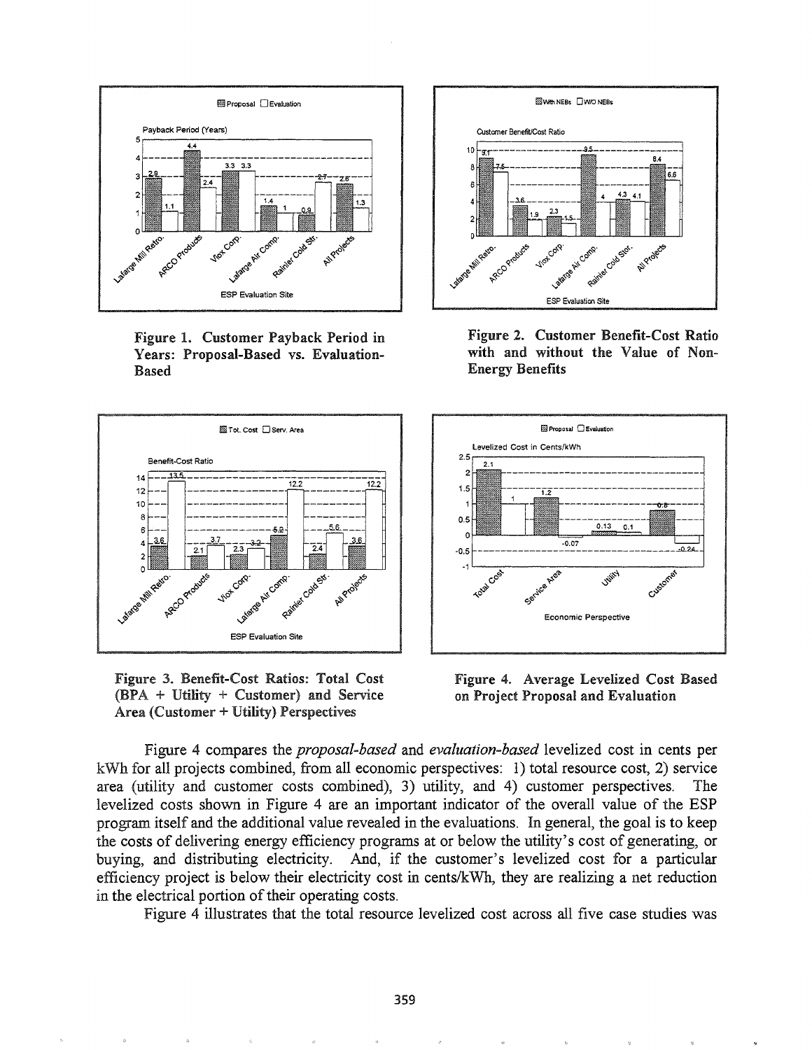Figure 1. Customer Payback Period in Years: Proposal-Based vs. Evaluation-Based

Figure 2. Customer Benefit-Cost Ratio with and without the Value of Non-Energy Benefits

Figure 3. Benefit-Cost Ratios: Total Cost (BPA + Utility + Customer) and Service Area (Customer + Utility) Perspectives

Figure 4. Average Levelized Cost Based on Project Proposal and Evaluation

Figure 4 compares the *proposal-based* and *evaluation-based* levelized cost in cents per kWh for all projects combined, from all economic perspectives: 1) total resource cost, 2) service area (utility and customer costs combined), 3) utility, and 4) customer perspectives. The levelized costs shown in Figure 4 are an important indicator of the overall value of the ESP program itself and the additional value revealed in the evaluations. In general, the goal is to keep the costs of delivering energy efficiency programs at or below the utility's cost of generating, or buying, and distributing electricity. And, if the customer's levelized cost for a particular efficiency project is below their electricity cost in cents/kWh, they are realizing a net reduction in the electrical portion of their operating costs.

Figure 4 illustrates that the total resource levelized cost across all five case studies was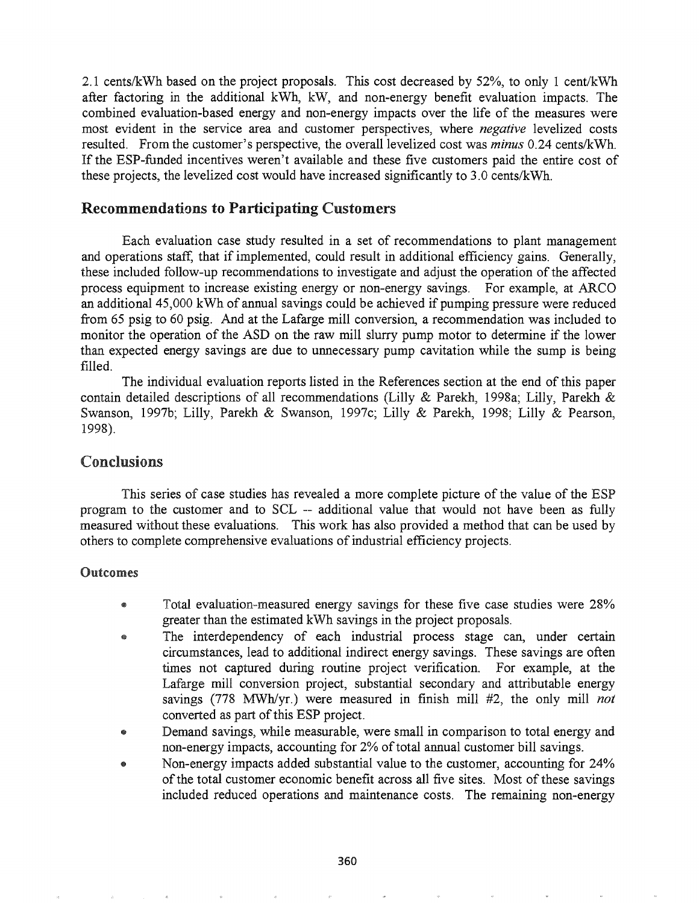2.1 cents/kWh based on the project proposals. This cost decreased by 52%, to only 1 cent/kWh after factoring in the additional kWh, kW, and non-energy benefit evaluation impacts. The combined evaluation-based energy and non-energy impacts over the life of the measures were most evident in the service area and customer perspectives, where *negative* levelized costs resulted. From the customer's perspective, the overall levelized cost was *minus* 0.24 cents/kWh. If the ESP-funded incentives weren't available and these five customers paid the entire cost of these projects, the levelized cost would have increased significantly to 3.0 cents/kWh.

## Recommendations to Participating Customers

Each evaluation case study resulted in a set of recommendations to plant management and operations staff, that if implemented, could result in additional efficiency gains. Generally, these included follow-up recommendations to investigate and adjust the operation of the affected process equipment to increase existing energy or non-energy savings. For example, at ARCO an additional 45,000 kWh of annual savings could be achieved if pumping pressure were reduced from 65 psig to 60 psig. And at the Lafarge mill conversion, a recommendation was included to monitor the operation of the ASD on the raw mill slurry pump motor to determine if the lower than expected energy savings are due to unnecessary pump cavitation while the sump is being filled.

The individual evaluation reports listed in the References section at the end of this paper contain detailed descriptions of all recommendations (Lilly & Parekh, 1998a; Lilly, Parekh & Swanson, 1997b; Lilly, Parekh & Swanson, 1997c; Lilly & Parekh, 1998; Lilly & Pearson, 1998).

## Conclusions

This series of case studies has revealed a more complete picture of the value of the ESP program to the customer and to SCL -- additional value that would not have been as fully measured without these evaluations. This work has also provided a method that can be used by others to complete comprehensive evaluations of industrial efficiency projects.

### Outcomes

- Total evaluation-measured energy savings for these five case studies were 28% greater than the estimated kWh savings in the project proposals.
- The interdependency of each industrial process stage can, under certain circumstances, lead to additional indirect energy savings. These savings are often times not captured during routine project verification. For example, at the Lafarge mill conversion project, substantial secondary and attributable energy savings (778 MWh/yr.) were measured in finish mill #2, the only mill *not* converted as part of this ESP project.
- Demand savings, while measurable, were small in comparison to total energy and non-energy impacts, accounting for 2% of total annual customer bill savings.
- Non-energy impacts added substantial value to the customer, accounting for 24% of the total customer economic benefit across all five sites. Most of these savings included reduced operations and maintenance costs. The remaining non-energy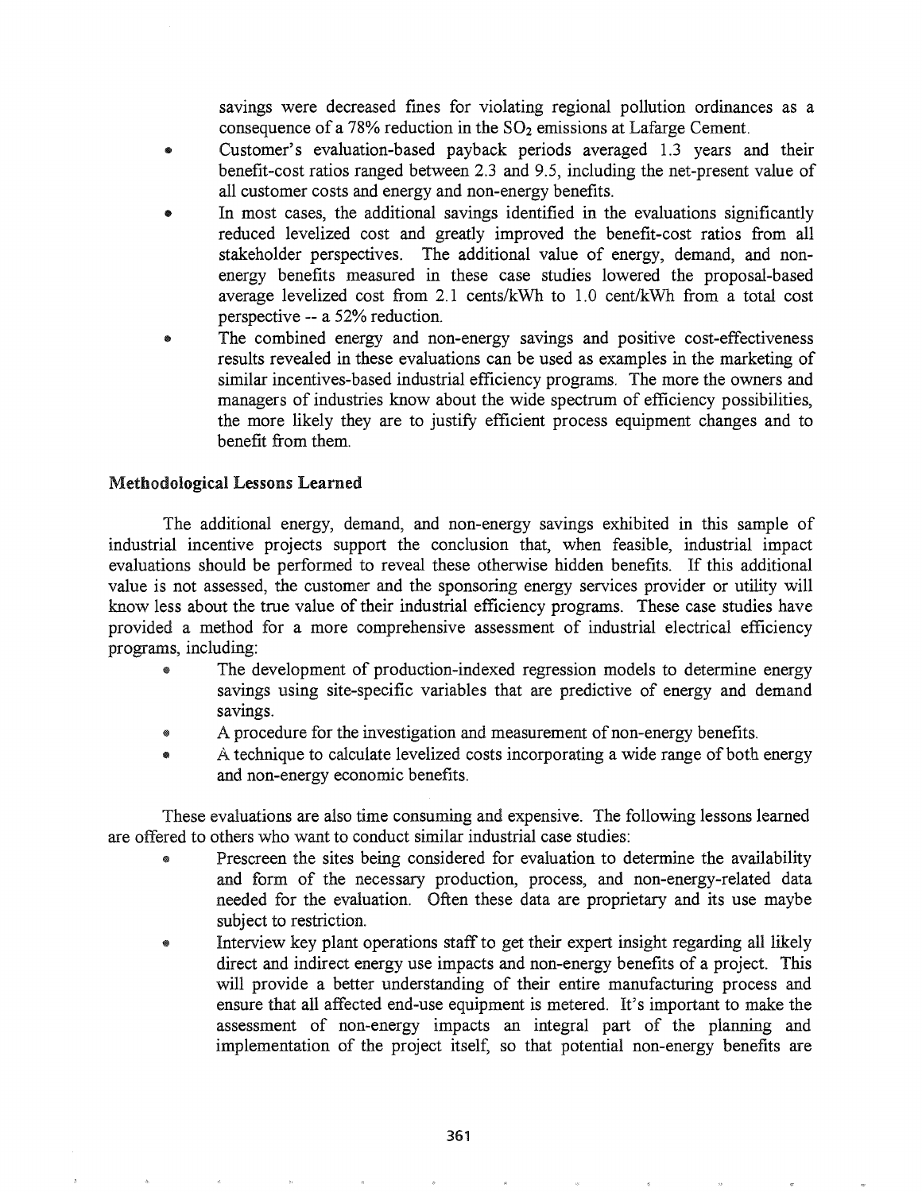savings were decreased fines for violating regional pollution ordinances as a consequence of a 78% reduction in the $SO_2$ emissions at Lafarge Cement.

- Customer's evaluation-based payback periods averaged 1.3 years and their benefit-cost ratios ranged between 2.3 and 9.5, including the net-present value of all customer costs and energy and non-energy benefits.
- In most cases, the additional savings identified in the evaluations significantly reduced levelized cost and greatly improved the benefit-cost ratios from all stakeholder perspectives. The additional value of energy, demand, and non-energy benefits measured in these case studies lowered the proposal-based average levelized cost from 2.1 cents/kWh to 1.0 cent/kWh from a total cost perspective -- a 52% reduction.
- The combined energy and non-energy savings and positive cost-effectiveness results revealed in these evaluations can be used as examples in the marketing of similar incentives-based industrial efficiency programs. The more the owners and managers of industries know about the wide spectrum of efficiency possibilities, the more likely they are to justify efficient process equipment changes and to benefit from them.

### Methodological Lessons Learned

The additional energy, demand, and non-energy savings exhibited in this sample of industrial incentive projects support the conclusion that, when feasible, industrial impact evaluations should be performed to reveal these otherwise hidden benefits. If this additional value is not assessed, the customer and the sponsoring energy services provider or utility will know less about the true value of their industrial efficiency programs. These case studies have provided a method for a more comprehensive assessment of industrial electrical efficiency programs, including:

- The development of production-indexed regression models to determine energy savings using site-specific variables that are predictive of energy and demand savings.
- A procedure for the investigation and measurement of non-energy benefits.
- A technique to calculate levelized costs incorporating a wide range of both energy and non-energy economic benefits.

These evaluations are also time consuming and expensive. The following lessons learned are offered to others who want to conduct similar industrial case studies:

- Prescreen the sites being considered for evaluation to determine the availability and form of the necessary production, process, and non-energy-related data needed for the evaluation. Often these data are proprietary and its use maybe subject to restriction.
- Interview key plant operations staff to get their expert insight regarding all likely direct and indirect energy use impacts and non-energy benefits of a project. This will provide a better understanding of their entire manufacturing process and ensure that all affected end-use equipment is metered. It's important to make the assessment of non-energy impacts an integral part of the planning and implementation of the project itself, so that potential non-energy benefits are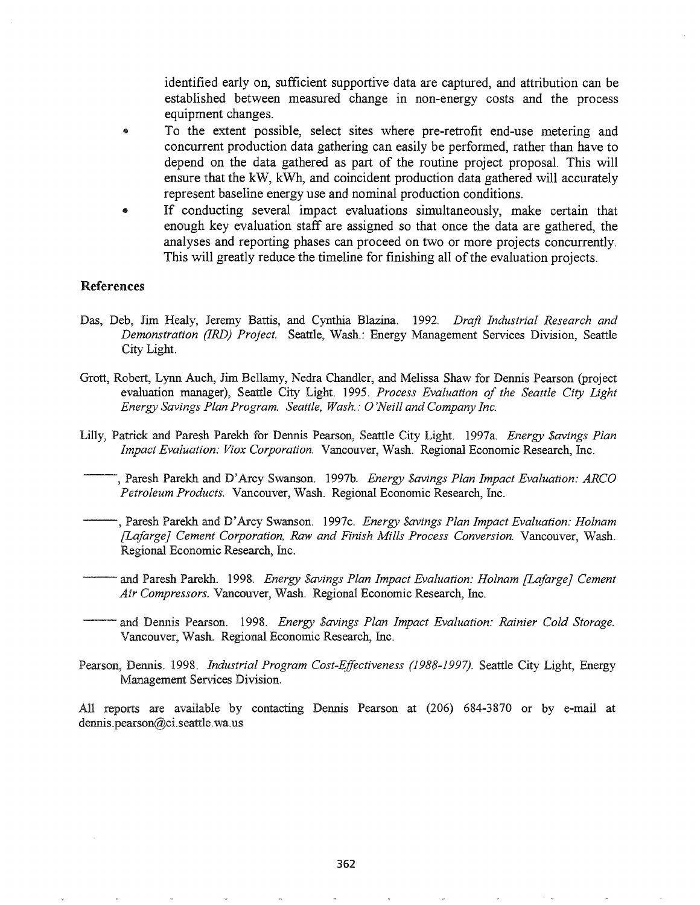identified early on, sufficient supportive data are captured, and attribution can be established between measured change in non-energy costs and the process equipment changes.

- To the extent possible, select sites where pre-retrofit end-use metering and concurrent production data gathering can easily be performed, rather than have to depend on the data gathered as part of the routine project proposal. This will ensure that the kW, kWh, and coincident production data gathered will accurately represent baseline energy use and nominal production conditions.
- If conducting several impact evaluations simultaneously, make certain that enough key evaluation staff are assigned so that once the data are gathered, the analyses and reporting phases can proceed on two or more projects concurrently. This will greatly reduce the timeline for finishing all of the evaluation projects.

## References

Das, Deb, Jim Healy, Jeremy Battis, and Cynthia Blazina. 1992. *Draft Industrial Research and Demonstration (IRD) Project.* Seattle, Wash.: Energy Management Services Division, Seattle City Light.

Grott, Robert, Lynn Auch, Jim Bellamy, Nedra Chandler, and Melissa Shaw for Dennis Pearson (project evaluation manager), Seattle City Light. 1995. *Process Evaluation of the Seattle City Light Energy Savings Plan Program. Seattle, Wash.: O'Neill and Company Inc.*

Lilly, Patrick and Paresh Parekh for Dennis Pearson, Seattle City Light. 1997a. *Energy $avings Plan Impact Evaluation: Viox Corporation.* Vancouver, Wash. Regional Economic Research, Inc.

———, Paresh Parekh and D'Arcy Swanson. 1997b. *Energy $avings Plan Impact Evaluation: ARCO Petroleum Products.* Vancouver, Wash. Regional Economic Research, Inc.

———, Paresh Parekh and D'Arcy Swanson. 1997c. *Energy $avings Plan Impact Evaluation: Holnam [Lafarge] Cement Corporation, Raw and Finish Mills Process Conversion.* Vancouver, Wash. Regional Economic Research, Inc.

——— and Paresh Parekh. 1998. *Energy $avings Plan Impact Evaluation: Holnam [Lafarge] Cement Air Compressors.* Vancouver, Wash. Regional Economic Research, Inc.

——— and Dennis Pearson. 1998. *Energy $avings Plan Impact Evaluation: Rainier Cold Storage.* Vancouver, Wash. Regional Economic Research, Inc.

Pearson, Dennis. 1998. *Industrial Program Cost-Effectiveness (1988-1997).* Seattle City Light, Energy Management Services Division.

All reports are available by contacting Dennis Pearson at (206) 684-3870 or by e-mail at dennis.pearson@ci.seattle.wa.us